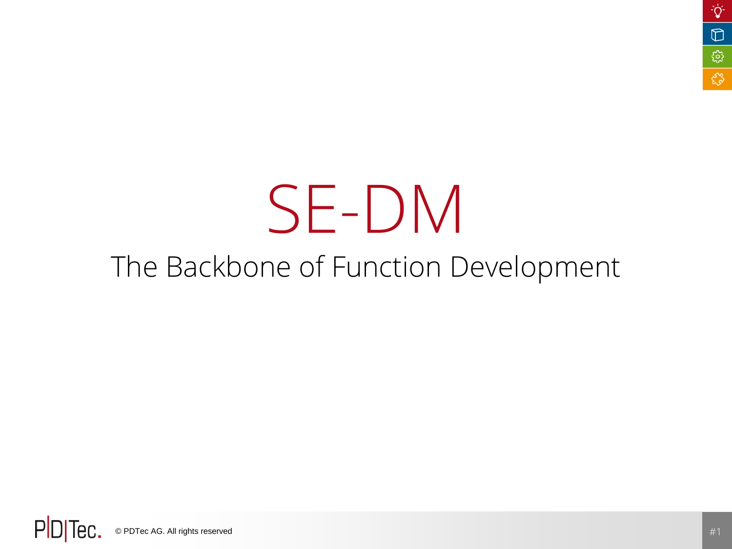# SE-DM

## The Backbone of Function Development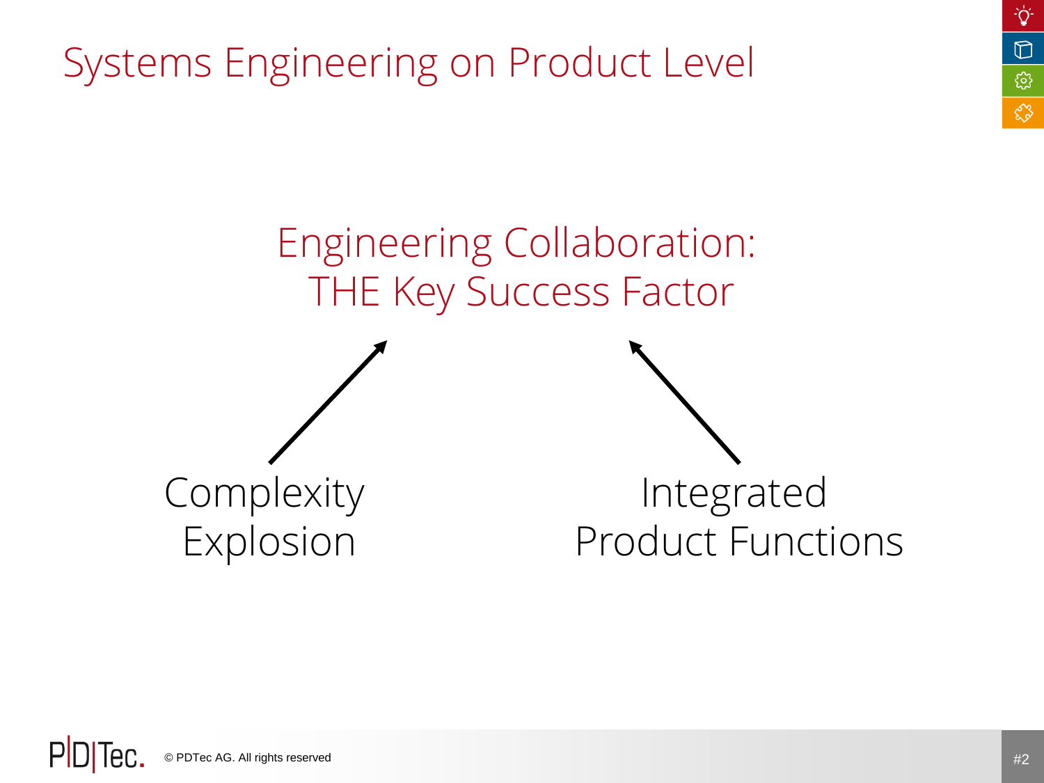# Systems Engineering on Product Level

## Engineering Collaboration: THE Key Success Factor

Complexity Explosion

Integrated Product Functions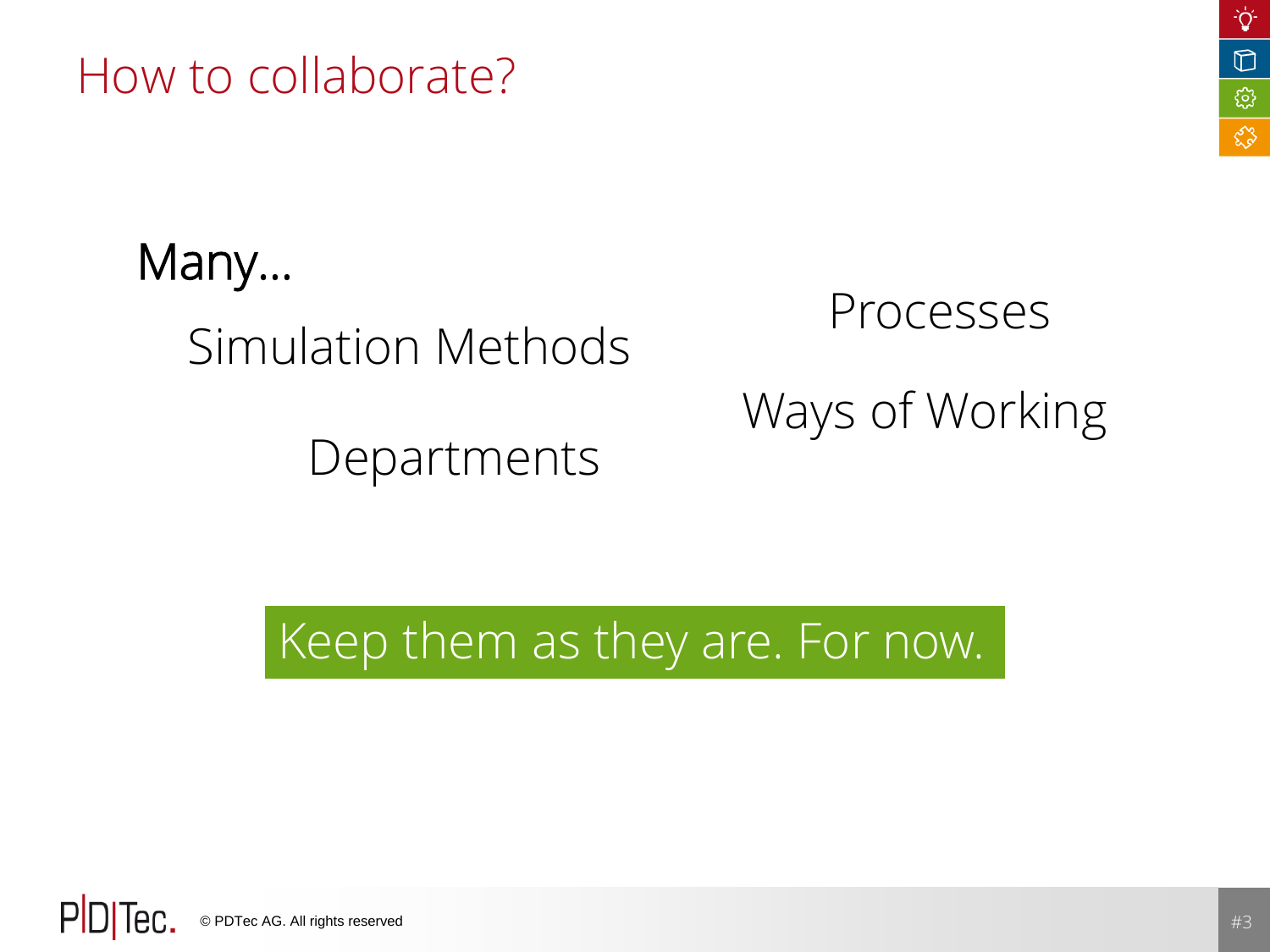# How to collaborate?

Many…

Simulation Methods

Processes

Ways of Working

Departments

**Keep them as they are. For now.**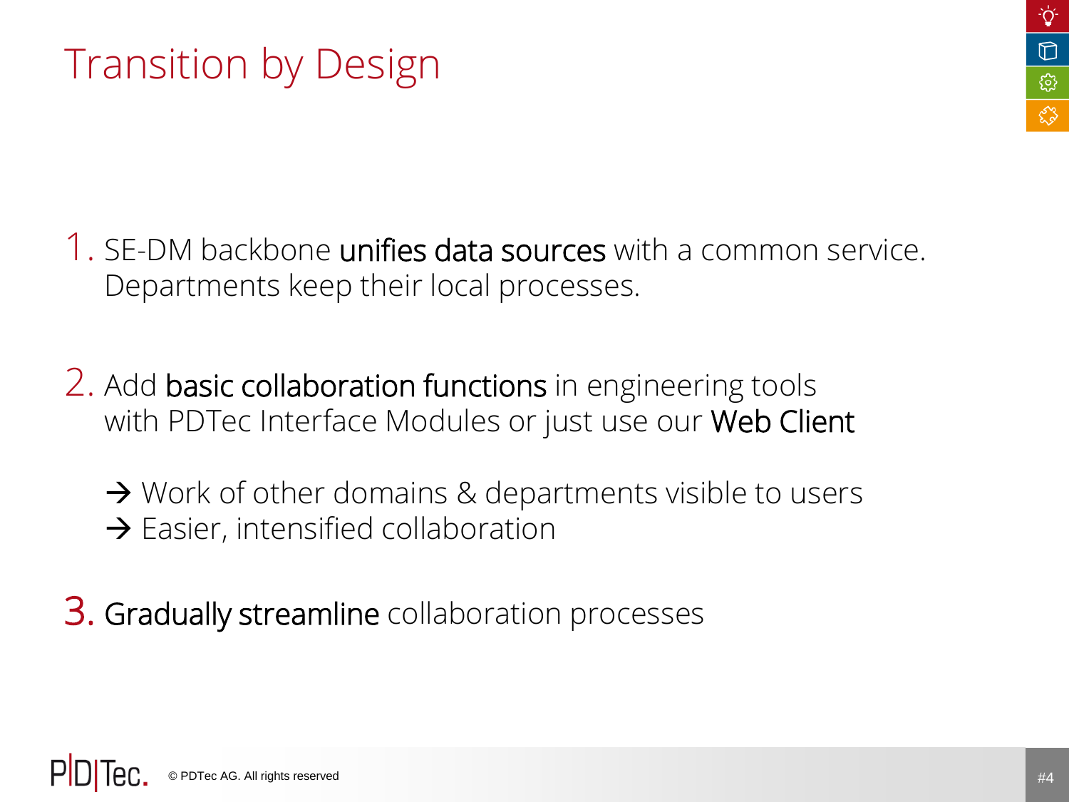# Transition by Design

1. SE-DM backbone **unifies data sources** with a common service.
   Departments keep their local processes.

2. Add **basic collaboration functions** in engineering tools
   with PDTec Interface Modules or just use our **Web Client**

   → Work of other domains & departments visible to users
   → Easier, intensified collaboration

3. **Gradually streamline** collaboration processes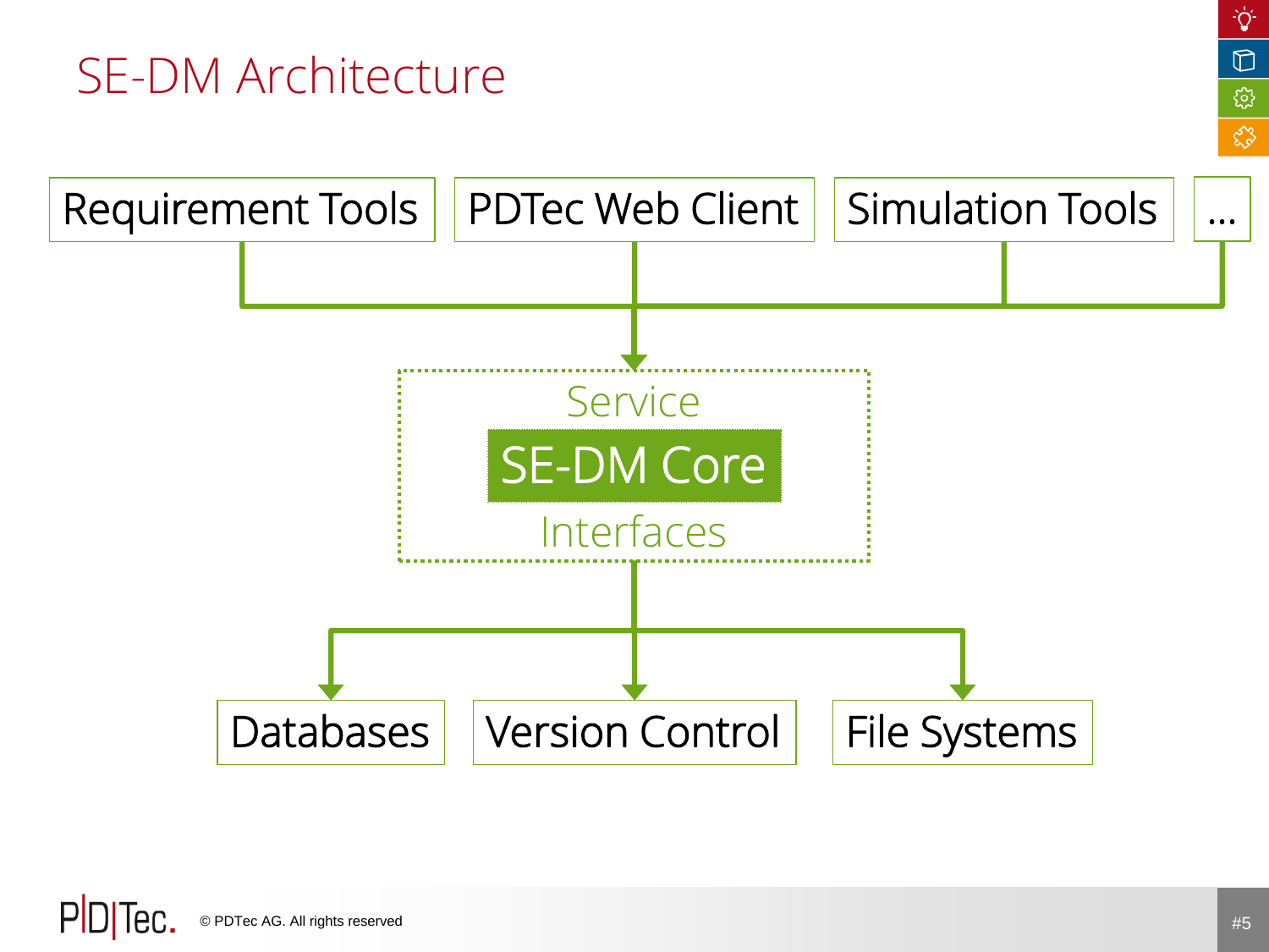# SE-DM Architecture

Requirement Tools | PDTec Web Client | Simulation Tools | ...

Service

SE-DM Core

Interfaces

Databases | Version Control | File Systems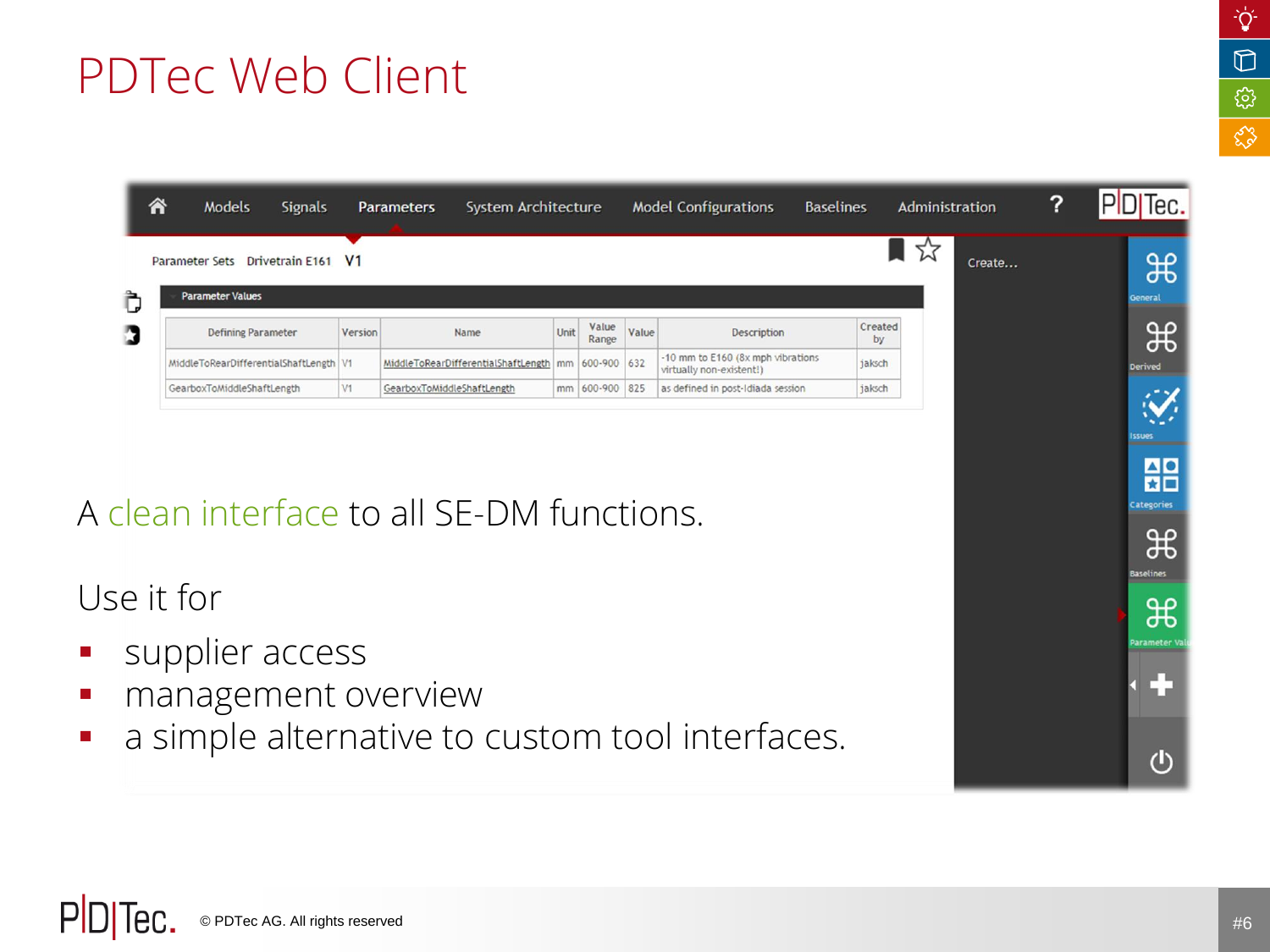# PDTec Web Client

Models | Signals | Parameters | System Architecture | Model Configurations | Baselines | Administration | ?

Parameter Sets   Drivetrain E161   V1

Create...

**Parameter Values**

| Defining Parameter | Version | Name | Unit | Value Range | Value | Description | Created by |
|---|---|---|---|---|---|---|---|
| MiddleToRearDifferentialShaftLength | V1 | MiddleToRearDifferentialShaftLength | mm | 600-900 | 632 | -10 mm to E160 (8x mph vibrations virtually non-existent!) | jaksch |
| GearboxToMiddleShaftLength | V1 | GearboxToMiddleShaftLength | mm | 600-900 | 825 | as defined in post-Idiada session | jaksch |

General · Derived · Issues · Categories · Baselines · Parameter Values

A clean interface to all SE-DM functions.

Use it for

- supplier access
- management overview
- a simple alternative to custom tool interfaces.

© PDTec AG. All rights reserved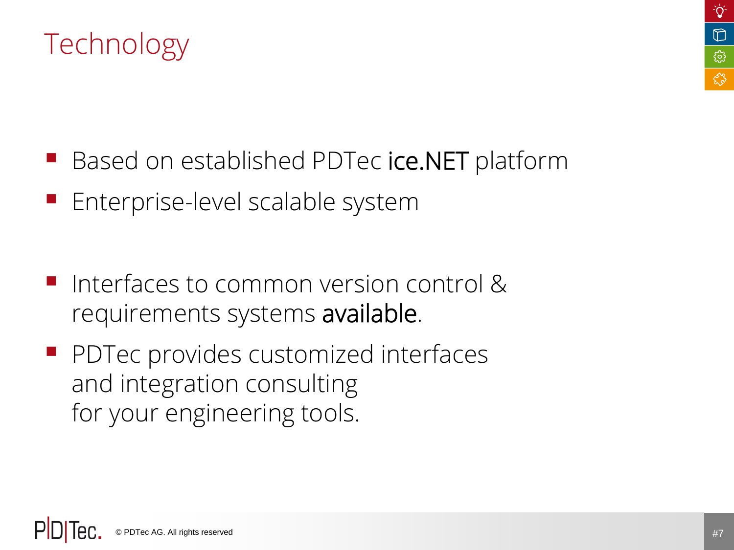# Technology

- Based on established PDTec **ice.NET** platform
- Enterprise-level scalable system

- Interfaces to common version control & requirements systems **available**.
- PDTec provides customized interfaces and integration consulting for your engineering tools.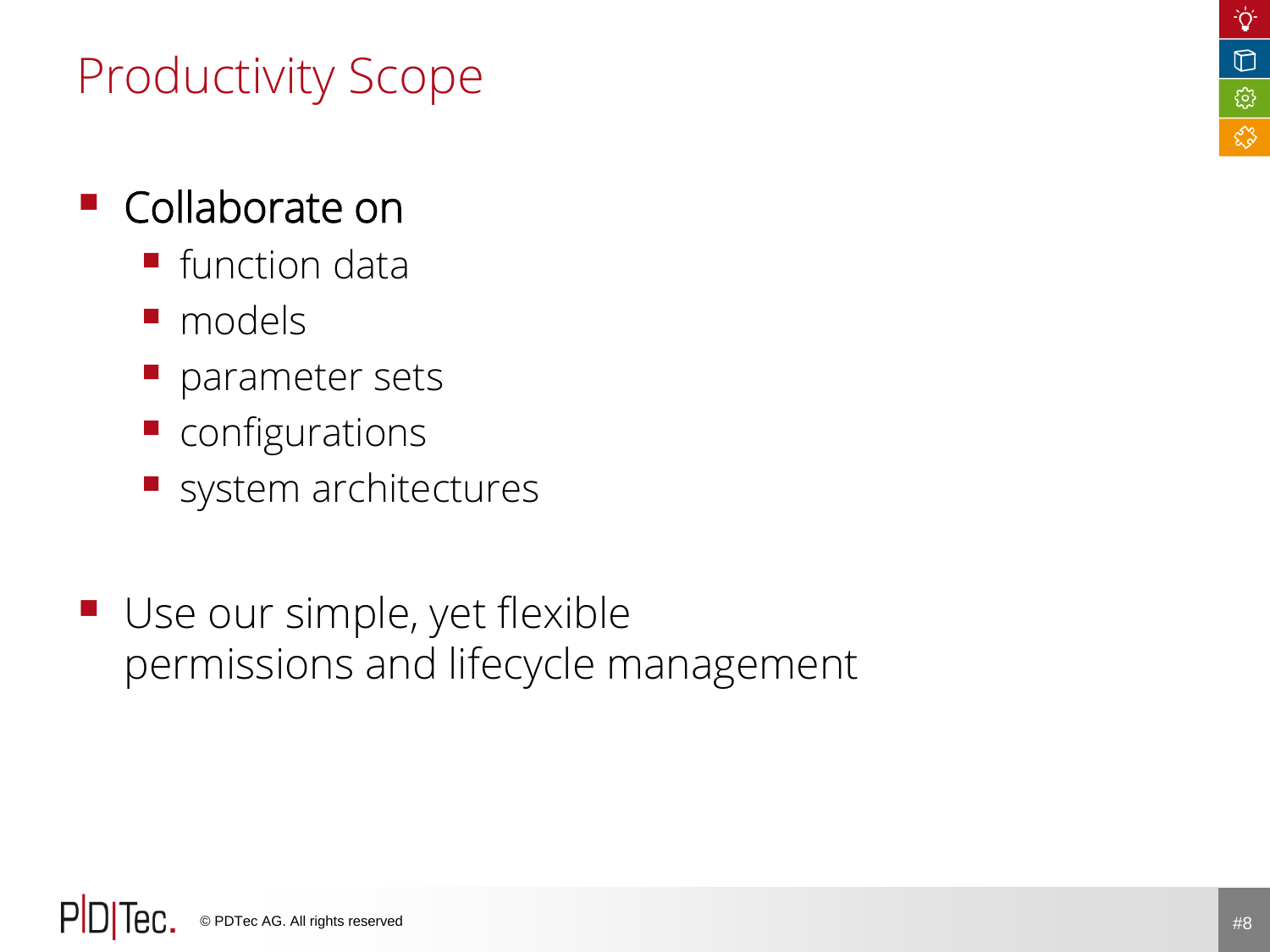# Productivity Scope

- Collaborate on
  - function data
  - models
  - parameter sets
  - configurations
  - system architectures

- Use our simple, yet flexible permissions and lifecycle management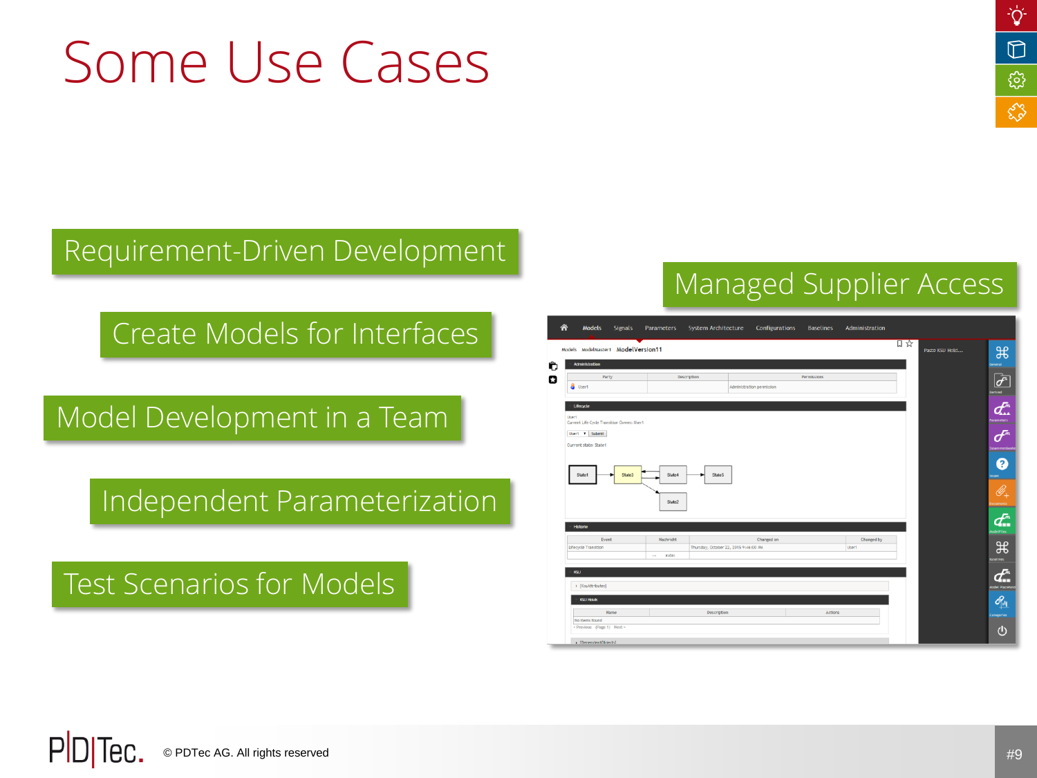# Some Use Cases

- Requirement-Driven Development
- Create Models for Interfaces
- Model Development in a Team
- Independent Parameterization
- Test Scenarios for Models
- Managed Supplier Access

© PDTec AG. All rights reserved